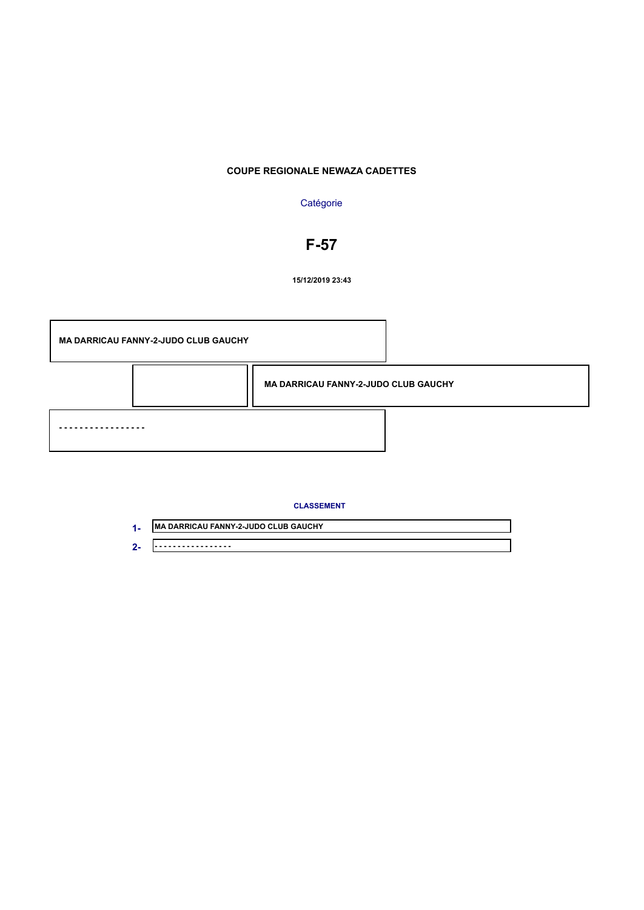# COUPE REGIONALE NEWAZA CADETTES

Catégorie

## F-57

15/12/2019 23:43

MA DARRICAU FANNY-2-JUDO CLUB GAUCHY

MA DARRICAU FANNY-2-JUDO CLUB GAUCHY

- - - - - - - - - - - - - - - - -

**CLASSEMENT**

1- MA DARRICAU FANNY-2-JUDO CLUB GAUCHY

2- - - - - - - - - - - - - - - - - -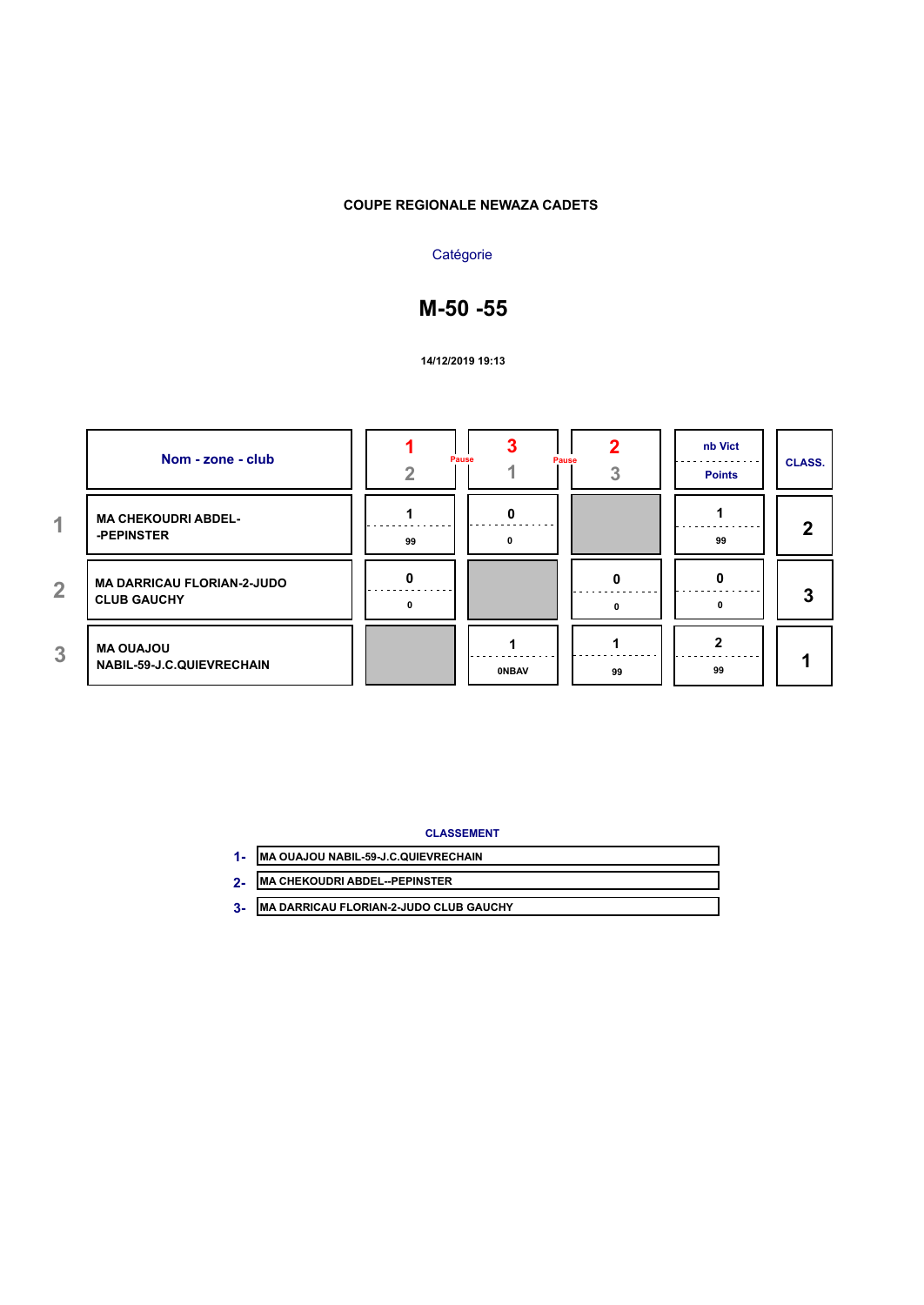**COUPE REGIONALE NEWAZA CADETS**

Catégorie

# M-50 -55

**14/12/2019 19:13**

| | Nom - zone - club | 1 / 2 | Pause | 3 / 1 | Pause | 2 / 3 | nb Vict / Points | CLASS. |
|---|---|---|---|---|---|---|---|---|
| 1 | MA CHEKOUDRI ABDEL--PEPINSTER | 1 / 99 | | 0 / 0 | | | 1 / 99 | 2 |
| 2 | MA DARRICAU FLORIAN-2-JUDO CLUB GAUCHY | 0 / 0 | | | | 0 / 0 | 0 / 0 | 3 |
| 3 | MA OUAJOU NABIL-59-J.C.QUIEVRECHAIN | | | 1 / 0NBAV | | 1 / 99 | 2 / 99 | 1 |

**CLASSEMENT**

1- MA OUAJOU NABIL-59-J.C.QUIEVRECHAIN

2- MA CHEKOUDRI ABDEL--PEPINSTER

3- MA DARRICAU FLORIAN-2-JUDO CLUB GAUCHY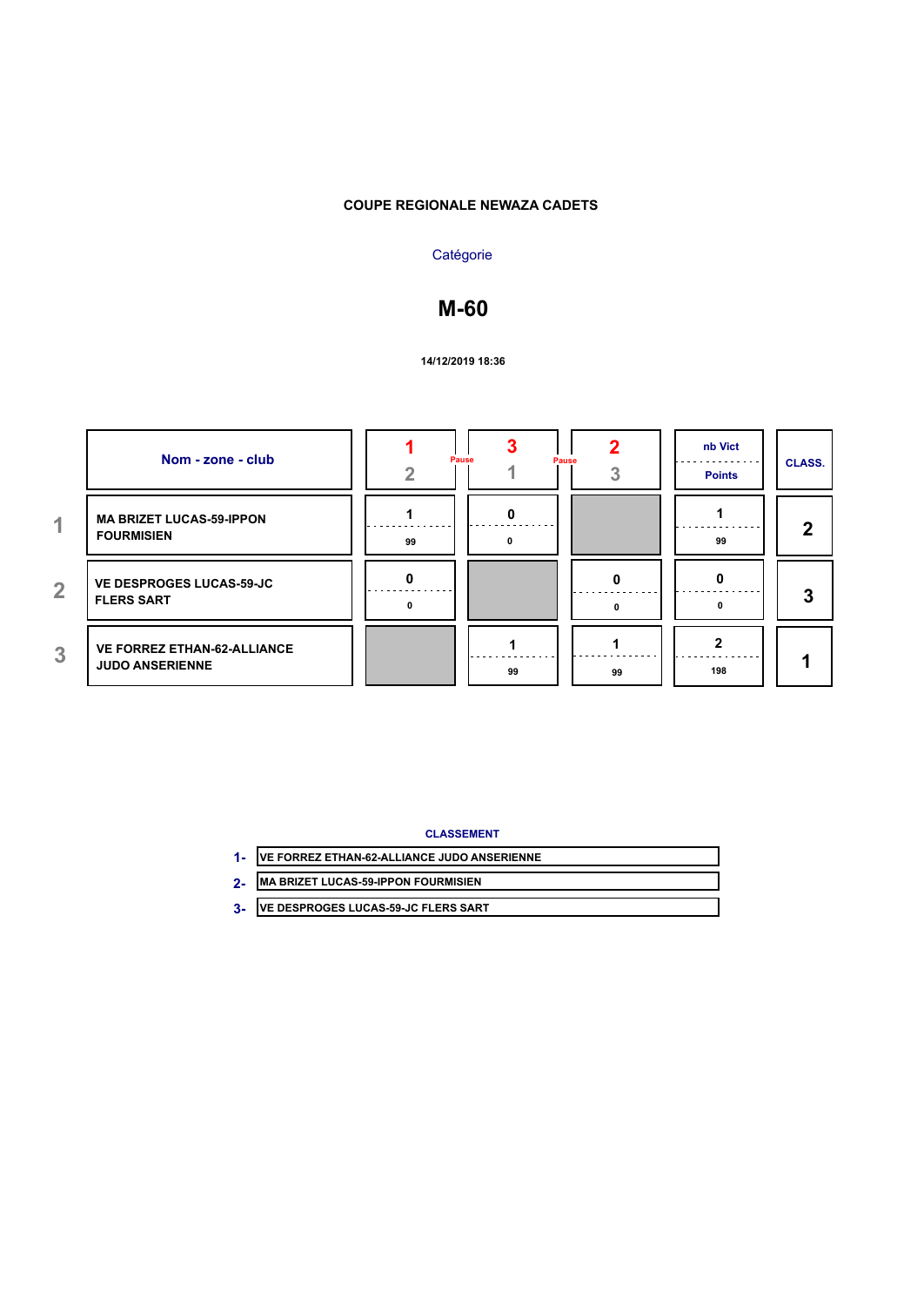**COUPE REGIONALE NEWAZA CADETS**

Catégorie

## M-60

**14/12/2019 18:36**

| | Nom - zone - club | 1 / 2 | Pause | 3 / 1 | Pause | 2 / 3 | nb Vict / Points | CLASS. |
|---|---|---|---|---|---|---|---|---|
| 1 | MA BRIZET LUCAS-59-IPPON FOURMISIEN | 1 / 99 | | 0 / 0 | | | 1 / 99 | 2 |
| 2 | VE DESPROGES LUCAS-59-JC FLERS SART | 0 / 0 | | | | 0 / 0 | 0 / 0 | 3 |
| 3 | VE FORREZ ETHAN-62-ALLIANCE JUDO ANSERIENNE | | | 1 / 99 | | 1 / 99 | 2 / 198 | 1 |

**CLASSEMENT**

1- VE FORREZ ETHAN-62-ALLIANCE JUDO ANSERIENNE

2- MA BRIZET LUCAS-59-IPPON FOURMISIEN

3- VE DESPROGES LUCAS-59-JC FLERS SART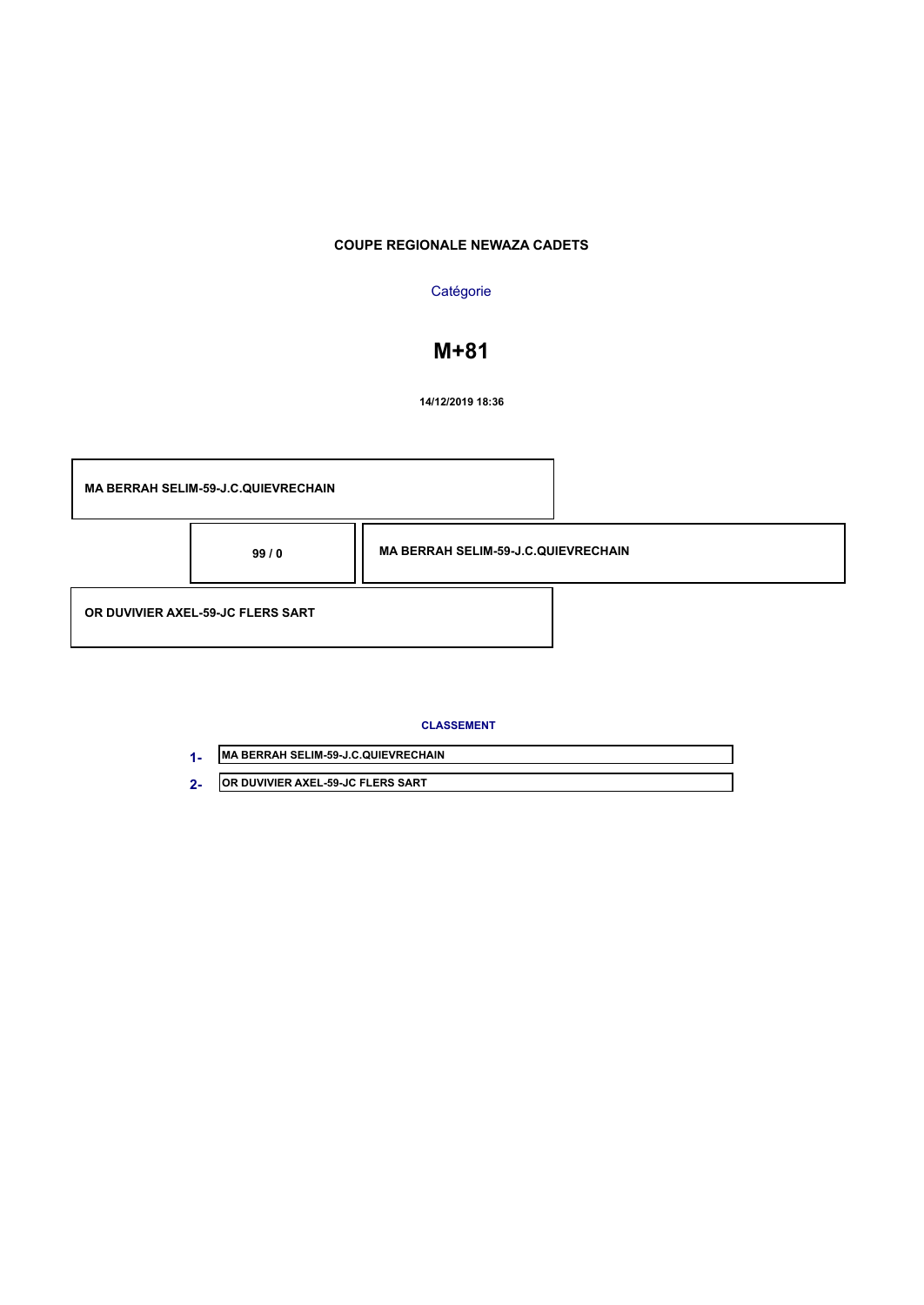**COUPE REGIONALE NEWAZA CADETS**

Catégorie

# M+81

**14/12/2019 18:36**

**MA BERRAH SELIM-59-J.C.QUIEVRECHAIN**

**99 / 0**

**MA BERRAH SELIM-59-J.C.QUIEVRECHAIN**

**OR DUVIVIER AXEL-59-JC FLERS SART**

**CLASSEMENT**

**1-** MA BERRAH SELIM-59-J.C.QUIEVRECHAIN

**2-** OR DUVIVIER AXEL-59-JC FLERS SART